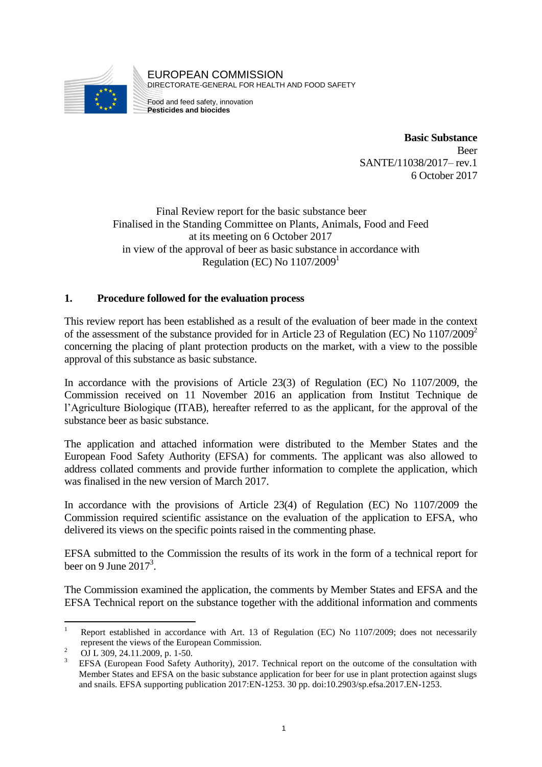EUROPEAN COMMISSION
DIRECTORATE-GENERAL FOR HEALTH AND FOOD SAFETY

Food and feed safety, innovation
**Pesticides and biocides**

**Basic Substance**
Beer
SANTE/11038/2017– rev.1
6 October 2017

Final Review report for the basic substance beer
Finalised in the Standing Committee on Plants, Animals, Food and Feed
at its meeting on 6 October 2017
in view of the approval of beer as basic substance in accordance with
Regulation (EC) No 1107/2009[1]

## 1. Procedure followed for the evaluation process

This review report has been established as a result of the evaluation of beer made in the context of the assessment of the substance provided for in Article 23 of Regulation (EC) No 1107/2009[2] concerning the placing of plant protection products on the market, with a view to the possible approval of this substance as basic substance.

In accordance with the provisions of Article 23(3) of Regulation (EC) No 1107/2009, the Commission received on 11 November 2016 an application from Institut Technique de l'Agriculture Biologique (ITAB), hereafter referred to as the applicant, for the approval of the substance beer as basic substance.

The application and attached information were distributed to the Member States and the European Food Safety Authority (EFSA) for comments. The applicant was also allowed to address collated comments and provide further information to complete the application, which was finalised in the new version of March 2017.

In accordance with the provisions of Article 23(4) of Regulation (EC) No 1107/2009 the Commission required scientific assistance on the evaluation of the application to EFSA, who delivered its views on the specific points raised in the commenting phase.

EFSA submitted to the Commission the results of its work in the form of a technical report for beer on 9 June 2017[3].

The Commission examined the application, the comments by Member States and EFSA and the EFSA Technical report on the substance together with the additional information and comments

---

[1] Report established in accordance with Art. 13 of Regulation (EC) No 1107/2009; does not necessarily represent the views of the European Commission.

[2] OJ L 309, 24.11.2009, p. 1-50.

[3] EFSA (European Food Safety Authority), 2017. Technical report on the outcome of the consultation with Member States and EFSA on the basic substance application for beer for use in plant protection against slugs and snails. EFSA supporting publication 2017:EN-1253. 30 pp. doi:10.2903/sp.efsa.2017.EN-1253.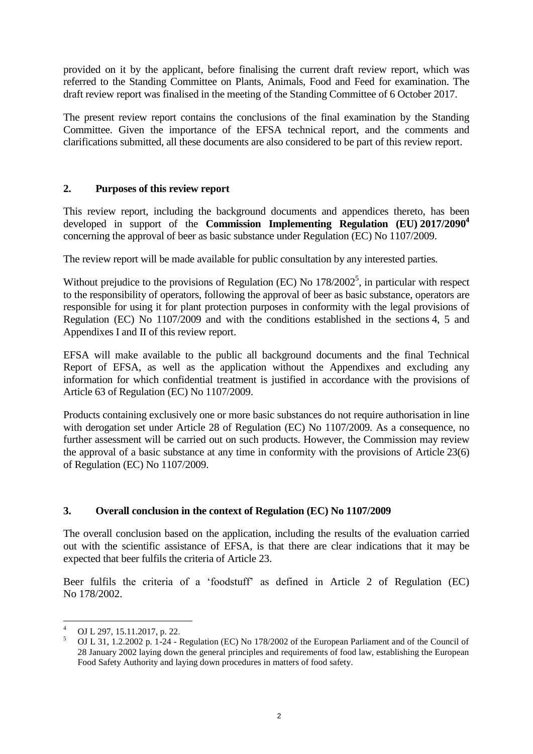provided on it by the applicant, before finalising the current draft review report, which was referred to the Standing Committee on Plants, Animals, Food and Feed for examination. The draft review report was finalised in the meeting of the Standing Committee of 6 October 2017.

The present review report contains the conclusions of the final examination by the Standing Committee. Given the importance of the EFSA technical report, and the comments and clarifications submitted, all these documents are also considered to be part of this review report.

## 2. Purposes of this review report

This review report, including the background documents and appendices thereto, has been developed in support of the **Commission Implementing Regulation (EU) 2017/2090**[4] concerning the approval of beer as basic substance under Regulation (EC) No 1107/2009.

The review report will be made available for public consultation by any interested parties.

Without prejudice to the provisions of Regulation (EC) No 178/2002[5], in particular with respect to the responsibility of operators, following the approval of beer as basic substance, operators are responsible for using it for plant protection purposes in conformity with the legal provisions of Regulation (EC) No 1107/2009 and with the conditions established in the sections 4, 5 and Appendixes I and II of this review report.

EFSA will make available to the public all background documents and the final Technical Report of EFSA, as well as the application without the Appendixes and excluding any information for which confidential treatment is justified in accordance with the provisions of Article 63 of Regulation (EC) No 1107/2009.

Products containing exclusively one or more basic substances do not require authorisation in line with derogation set under Article 28 of Regulation (EC) No 1107/2009. As a consequence, no further assessment will be carried out on such products. However, the Commission may review the approval of a basic substance at any time in conformity with the provisions of Article 23(6) of Regulation (EC) No 1107/2009.

## 3. Overall conclusion in the context of Regulation (EC) No 1107/2009

The overall conclusion based on the application, including the results of the evaluation carried out with the scientific assistance of EFSA, is that there are clear indications that it may be expected that beer fulfils the criteria of Article 23.

Beer fulfils the criteria of a 'foodstuff' as defined in Article 2 of Regulation (EC) No 178/2002.

---

[4] OJ L 297, 15.11.2017, p. 22.

[5] OJ L 31, 1.2.2002 p. 1-24 - Regulation (EC) No 178/2002 of the European Parliament and of the Council of 28 January 2002 laying down the general principles and requirements of food law, establishing the European Food Safety Authority and laying down procedures in matters of food safety.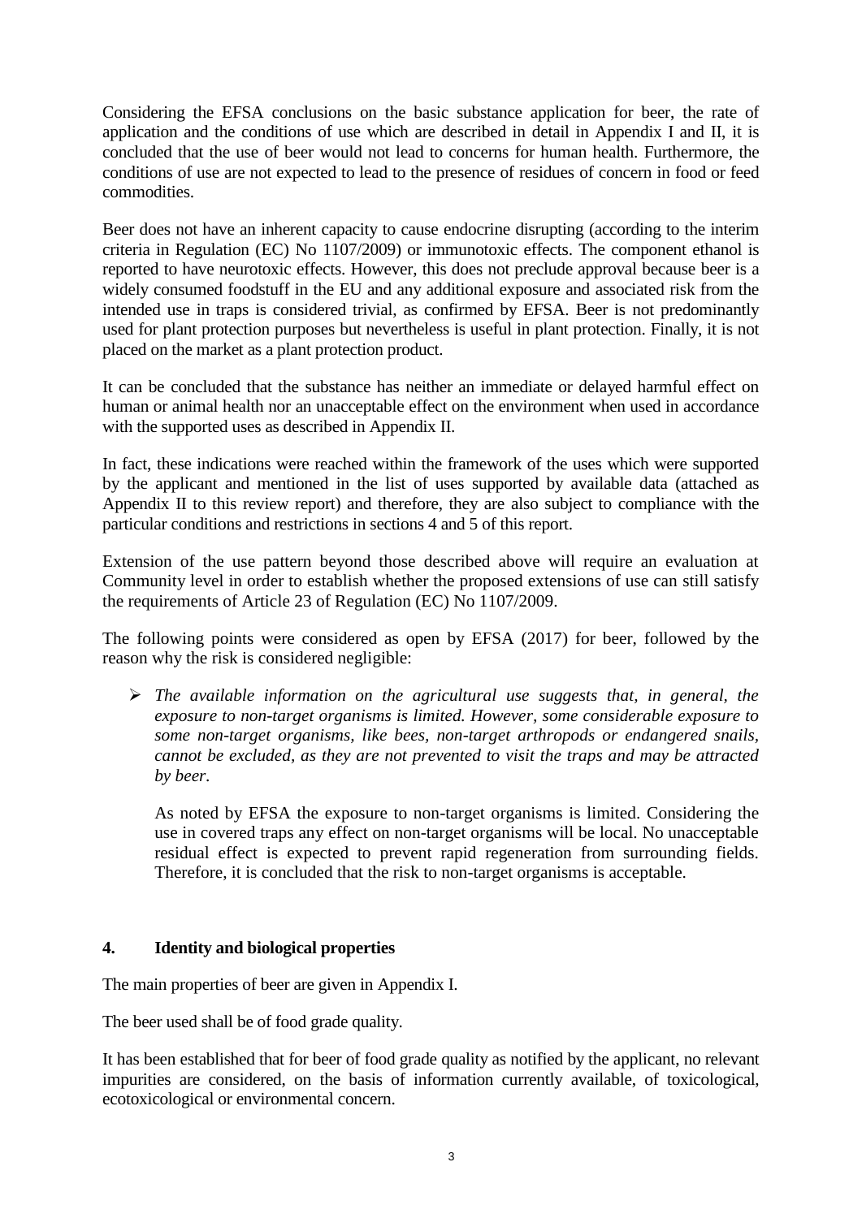Considering the EFSA conclusions on the basic substance application for beer, the rate of application and the conditions of use which are described in detail in Appendix I and II, it is concluded that the use of beer would not lead to concerns for human health. Furthermore, the conditions of use are not expected to lead to the presence of residues of concern in food or feed commodities.

Beer does not have an inherent capacity to cause endocrine disrupting (according to the interim criteria in Regulation (EC) No 1107/2009) or immunotoxic effects. The component ethanol is reported to have neurotoxic effects. However, this does not preclude approval because beer is a widely consumed foodstuff in the EU and any additional exposure and associated risk from the intended use in traps is considered trivial, as confirmed by EFSA. Beer is not predominantly used for plant protection purposes but nevertheless is useful in plant protection. Finally, it is not placed on the market as a plant protection product.

It can be concluded that the substance has neither an immediate or delayed harmful effect on human or animal health nor an unacceptable effect on the environment when used in accordance with the supported uses as described in Appendix II.

In fact, these indications were reached within the framework of the uses which were supported by the applicant and mentioned in the list of uses supported by available data (attached as Appendix II to this review report) and therefore, they are also subject to compliance with the particular conditions and restrictions in sections 4 and 5 of this report.

Extension of the use pattern beyond those described above will require an evaluation at Community level in order to establish whether the proposed extensions of use can still satisfy the requirements of Article 23 of Regulation (EC) No 1107/2009.

The following points were considered as open by EFSA (2017) for beer, followed by the reason why the risk is considered negligible:

- *The available information on the agricultural use suggests that, in general, the exposure to non-target organisms is limited. However, some considerable exposure to some non-target organisms, like bees, non-target arthropods or endangered snails, cannot be excluded, as they are not prevented to visit the traps and may be attracted by beer.*

  As noted by EFSA the exposure to non-target organisms is limited. Considering the use in covered traps any effect on non-target organisms will be local. No unacceptable residual effect is expected to prevent rapid regeneration from surrounding fields. Therefore, it is concluded that the risk to non-target organisms is acceptable.

## 4. Identity and biological properties

The main properties of beer are given in Appendix I.

The beer used shall be of food grade quality.

It has been established that for beer of food grade quality as notified by the applicant, no relevant impurities are considered, on the basis of information currently available, of toxicological, ecotoxicological or environmental concern.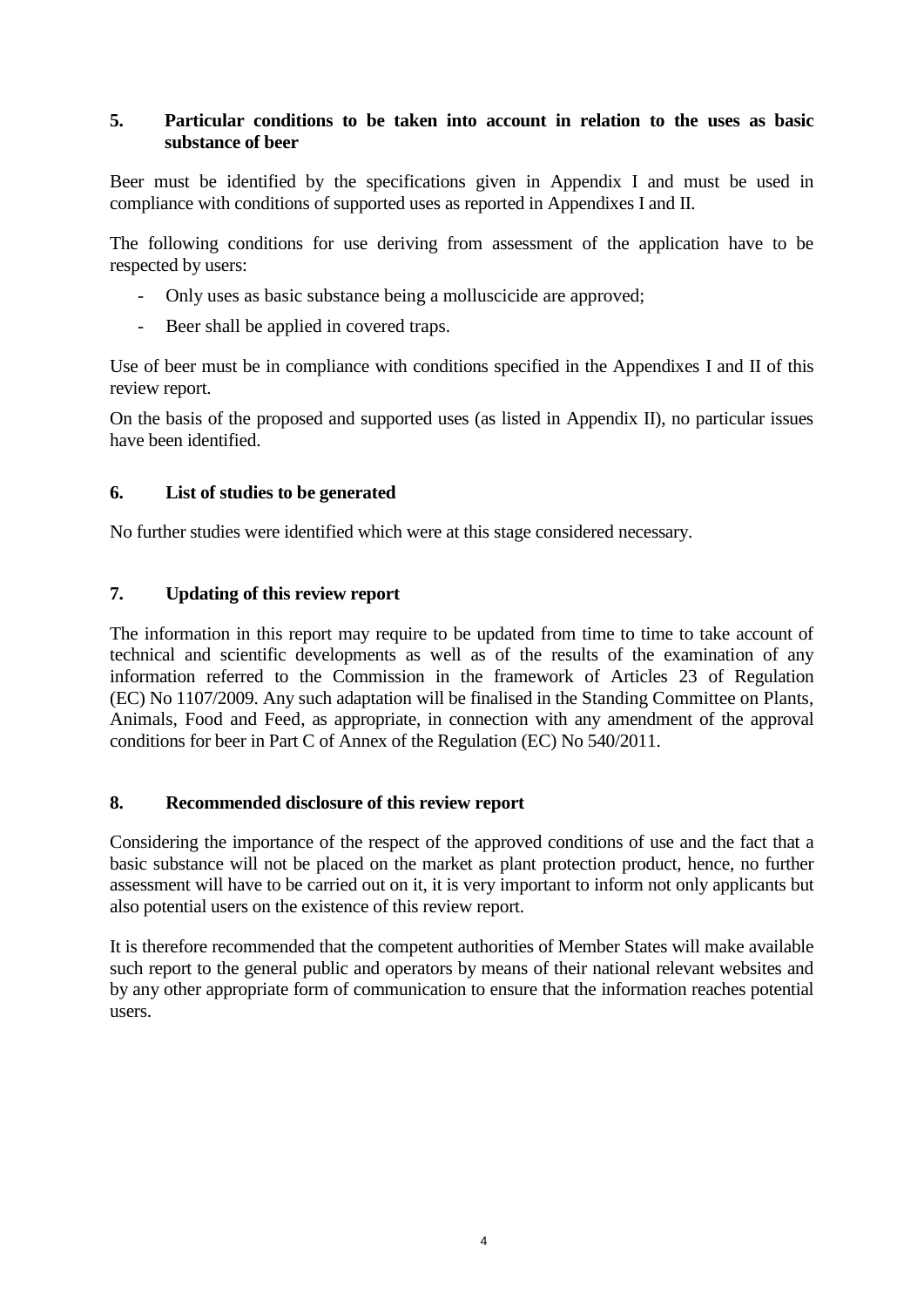## 5. Particular conditions to be taken into account in relation to the uses as basic substance of beer

Beer must be identified by the specifications given in Appendix I and must be used in compliance with conditions of supported uses as reported in Appendixes I and II.

The following conditions for use deriving from assessment of the application have to be respected by users:

- Only uses as basic substance being a molluscicide are approved;
- Beer shall be applied in covered traps.

Use of beer must be in compliance with conditions specified in the Appendixes I and II of this review report.

On the basis of the proposed and supported uses (as listed in Appendix II), no particular issues have been identified.

## 6. List of studies to be generated

No further studies were identified which were at this stage considered necessary.

## 7. Updating of this review report

The information in this report may require to be updated from time to time to take account of technical and scientific developments as well as of the results of the examination of any information referred to the Commission in the framework of Articles 23 of Regulation (EC) No 1107/2009. Any such adaptation will be finalised in the Standing Committee on Plants, Animals, Food and Feed, as appropriate, in connection with any amendment of the approval conditions for beer in Part C of Annex of the Regulation (EC) No 540/2011.

## 8. Recommended disclosure of this review report

Considering the importance of the respect of the approved conditions of use and the fact that a basic substance will not be placed on the market as plant protection product, hence, no further assessment will have to be carried out on it, it is very important to inform not only applicants but also potential users on the existence of this review report.

It is therefore recommended that the competent authorities of Member States will make available such report to the general public and operators by means of their national relevant websites and by any other appropriate form of communication to ensure that the information reaches potential users.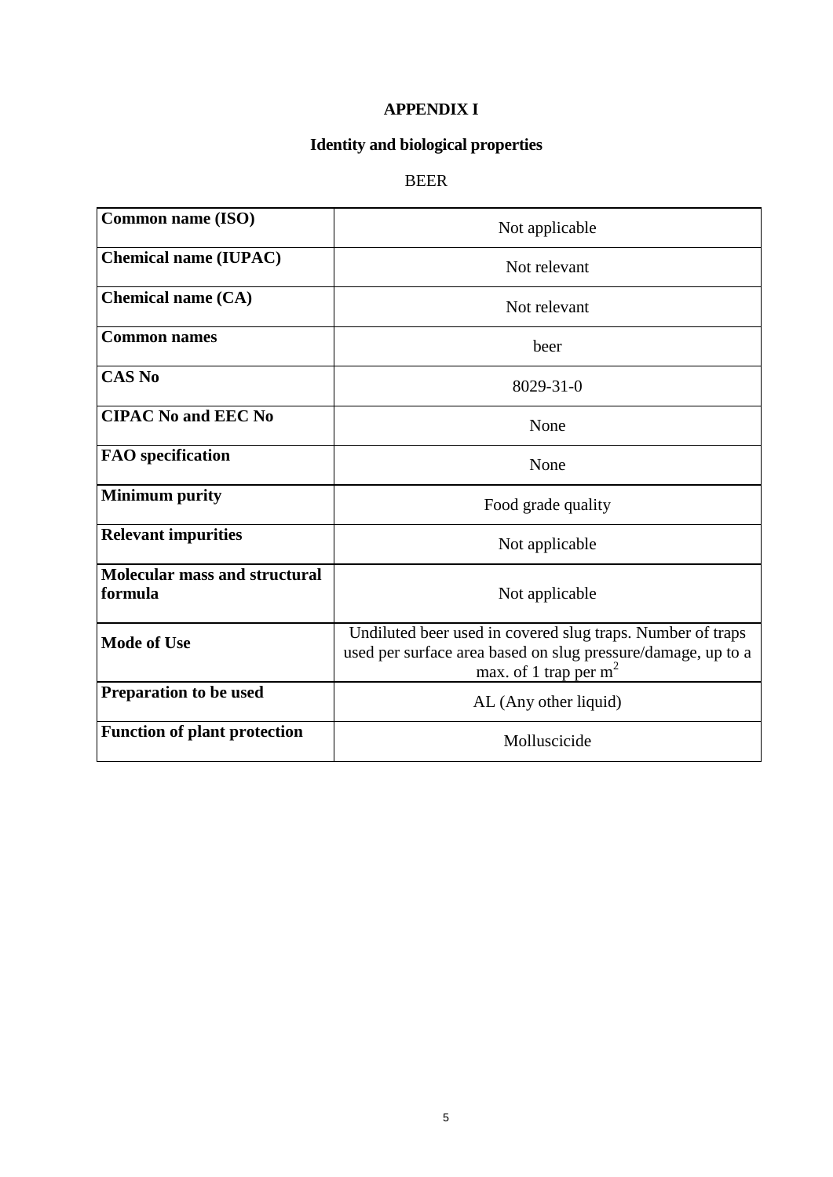**APPENDIX I**

**Identity and biological properties**

BEER

| | |
|---|---|
| **Common name (ISO)** | Not applicable |
| **Chemical name (IUPAC)** | Not relevant |
| **Chemical name (CA)** | Not relevant |
| **Common names** | beer |
| **CAS No** | 8029-31-0 |
| **CIPAC No and EEC No** | None |
| **FAO specification** | None |
| **Minimum purity** | Food grade quality |
| **Relevant impurities** | Not applicable |
| **Molecular mass and structural formula** | Not applicable |
| **Mode of Use** | Undiluted beer used in covered slug traps. Number of traps used per surface area based on slug pressure/damage, up to a max. of 1 trap per $m^2$ |
| **Preparation to be used** | AL (Any other liquid) |
| **Function of plant protection** | Molluscicide |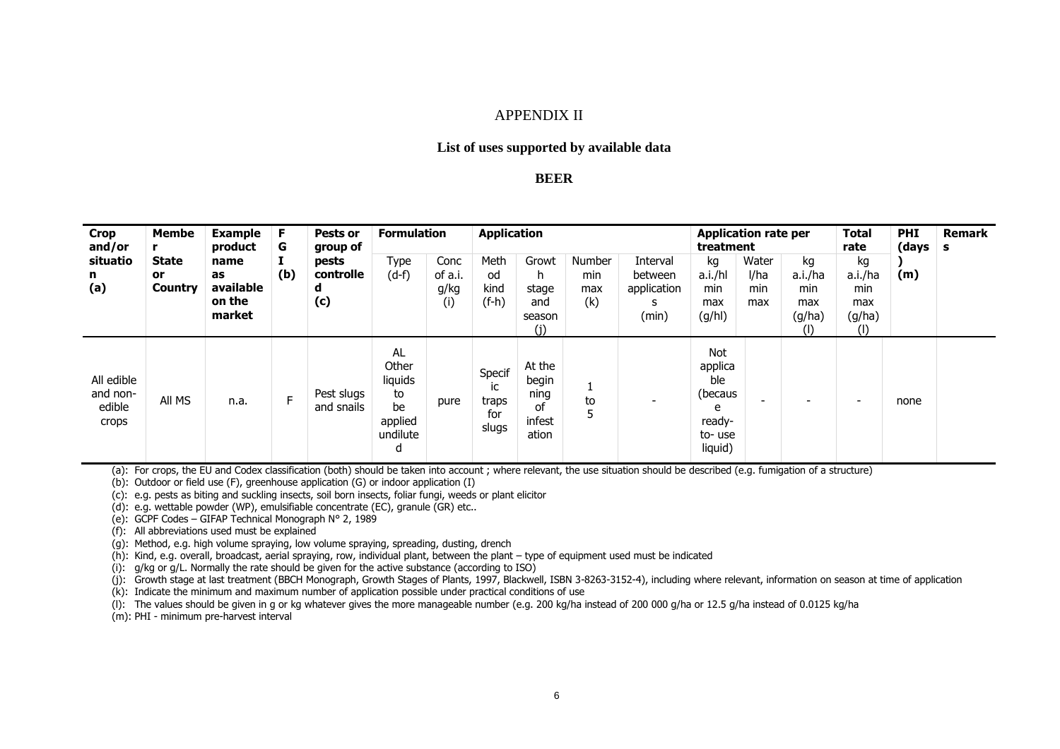# APPENDIX II

## List of uses supported by available data

## BEER

| Crop and/or situation (a) | Member State or Country | Example product name as available on the market | F G I (b) | Pests or group of pests controlled (c) | Formulation | | Application | | | | Application rate per treatment | | | Total rate | PHI (days) (m) | Remarks |
|---|---|---|---|---|---|---|---|---|---|---|---|---|---|---|---|---|
| | | | | | Type (d-f) | Conc of a.i. g/kg (i) | Method kind (f-h) | Growth stage and season (j) | Number min max (k) | Interval between applications (min) | kg a.i./hl min max (g/hl) | Water l/ha min max | kg a.i./ha min max (g/ha) (l) | kg a.i./ha min max (g/ha) (l) | | |
| All edible and non-edible crops | All MS | n.a. | F | Pest slugs and snails | AL Other liquids to be applied undiluted | pure | Specific traps for slugs | At the beginning of infestation | 1 to 5 | - | Not applicable (because ready-to- use liquid) | - | - | - | none | |

(a): For crops, the EU and Codex classification (both) should be taken into account ; where relevant, the use situation should be described (e.g. fumigation of a structure)
(b): Outdoor or field use (F), greenhouse application (G) or indoor application (I)
(c): e.g. pests as biting and suckling insects, soil born insects, foliar fungi, weeds or plant elicitor
(d): e.g. wettable powder (WP), emulsifiable concentrate (EC), granule (GR) etc..
(e): GCPF Codes – GIFAP Technical Monograph N° 2, 1989
(f): All abbreviations used must be explained
(g): Method, e.g. high volume spraying, low volume spraying, spreading, dusting, drench
(h): Kind, e.g. overall, broadcast, aerial spraying, row, individual plant, between the plant – type of equipment used must be indicated
(i): g/kg or g/L. Normally the rate should be given for the active substance (according to ISO)
(j): Growth stage at last treatment (BBCH Monograph, Growth Stages of Plants, 1997, Blackwell, ISBN 3-8263-3152-4), including where relevant, information on season at time of application
(k): Indicate the minimum and maximum number of application possible under practical conditions of use
(l): The values should be given in g or kg whatever gives the more manageable number (e.g. 200 kg/ha instead of 200 000 g/ha or 12.5 g/ha instead of 0.0125 kg/ha
(m): PHI - minimum pre-harvest interval